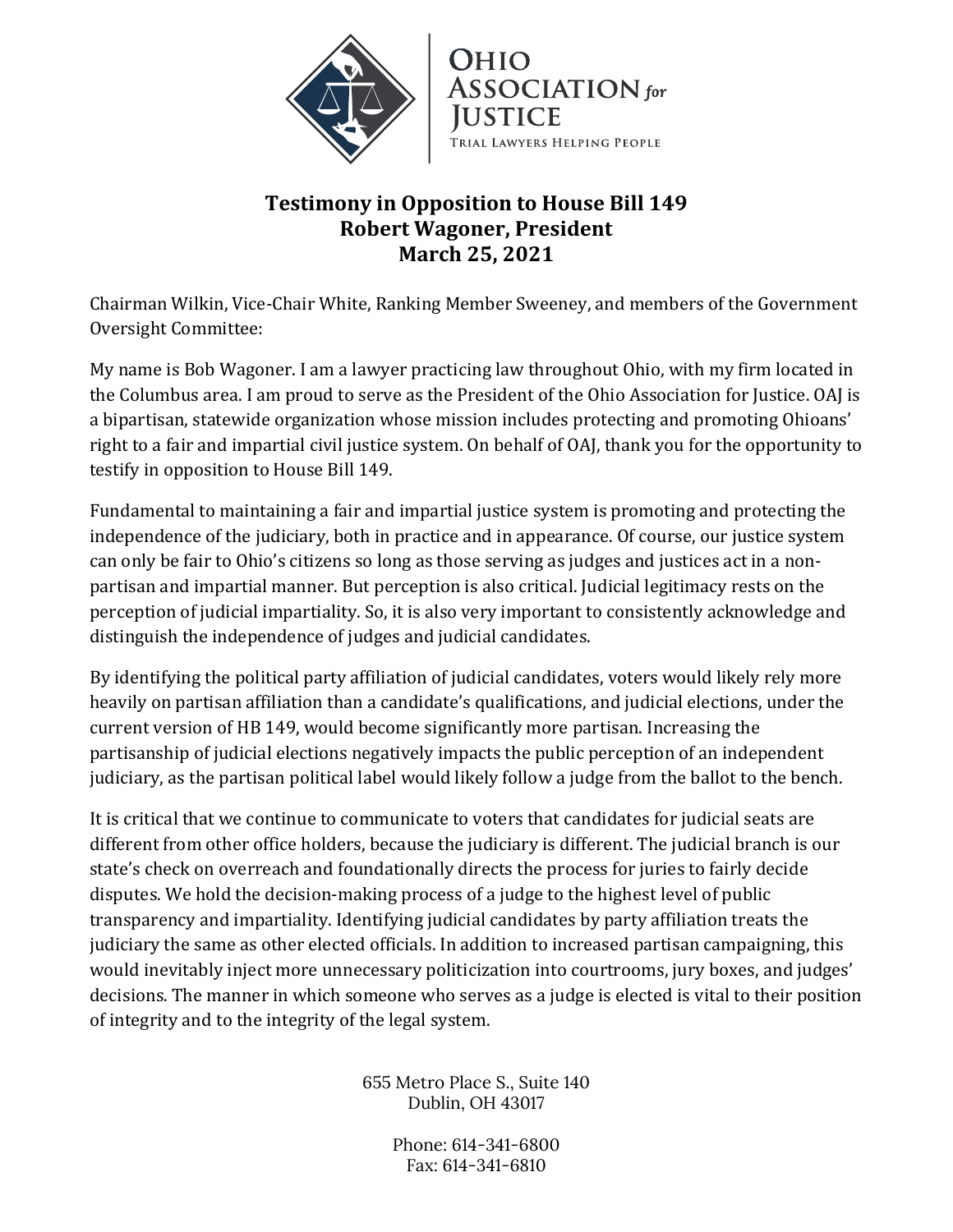**Ohio Association for Justice**
Trial Lawyers Helping People

# Testimony in Opposition to House Bill 149
## Robert Wagoner, President
## March 25, 2021

Chairman Wilkin, Vice-Chair White, Ranking Member Sweeney, and members of the Government Oversight Committee:

My name is Bob Wagoner. I am a lawyer practicing law throughout Ohio, with my firm located in the Columbus area. I am proud to serve as the President of the Ohio Association for Justice. OAJ is a bipartisan, statewide organization whose mission includes protecting and promoting Ohioans' right to a fair and impartial civil justice system. On behalf of OAJ, thank you for the opportunity to testify in opposition to House Bill 149.

Fundamental to maintaining a fair and impartial justice system is promoting and protecting the independence of the judiciary, both in practice and in appearance. Of course, our justice system can only be fair to Ohio's citizens so long as those serving as judges and justices act in a non-partisan and impartial manner. But perception is also critical. Judicial legitimacy rests on the perception of judicial impartiality. So, it is also very important to consistently acknowledge and distinguish the independence of judges and judicial candidates.

By identifying the political party affiliation of judicial candidates, voters would likely rely more heavily on partisan affiliation than a candidate's qualifications, and judicial elections, under the current version of HB 149, would become significantly more partisan. Increasing the partisanship of judicial elections negatively impacts the public perception of an independent judiciary, as the partisan political label would likely follow a judge from the ballot to the bench.

It is critical that we continue to communicate to voters that candidates for judicial seats are different from other office holders, because the judiciary is different. The judicial branch is our state's check on overreach and foundationally directs the process for juries to fairly decide disputes. We hold the decision-making process of a judge to the highest level of public transparency and impartiality. Identifying judicial candidates by party affiliation treats the judiciary the same as other elected officials. In addition to increased partisan campaigning, this would inevitably inject more unnecessary politicization into courtrooms, jury boxes, and judges' decisions. The manner in which someone who serves as a judge is elected is vital to their position of integrity and to the integrity of the legal system.

655 Metro Place S., Suite 140
Dublin, OH 43017

Phone: 614-341-6800
Fax: 614-341-6810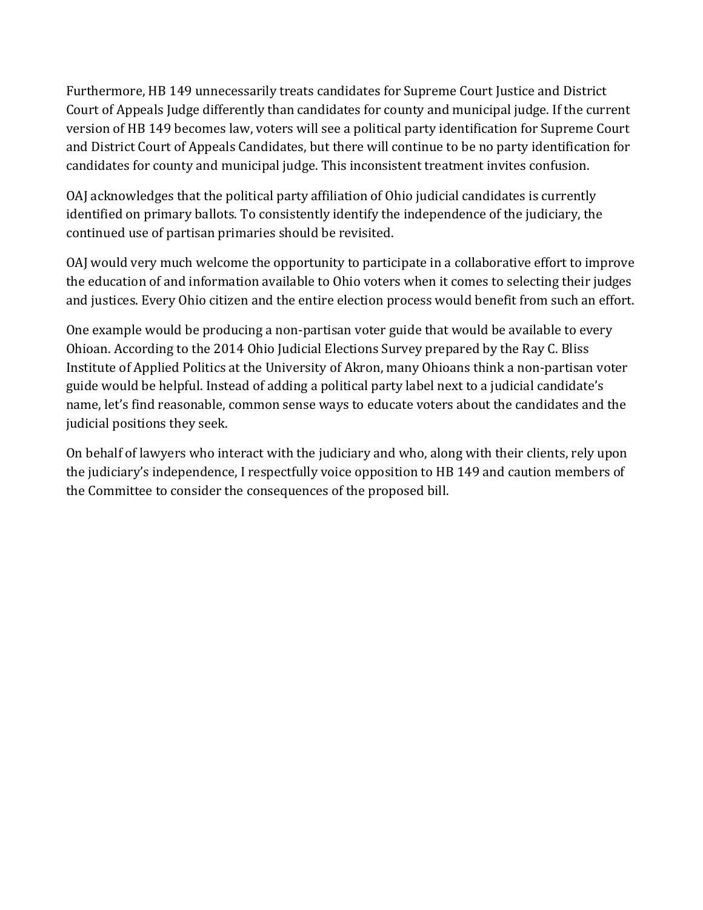Furthermore, HB 149 unnecessarily treats candidates for Supreme Court Justice and District Court of Appeals Judge differently than candidates for county and municipal judge. If the current version of HB 149 becomes law, voters will see a political party identification for Supreme Court and District Court of Appeals Candidates, but there will continue to be no party identification for candidates for county and municipal judge. This inconsistent treatment invites confusion.

OAJ acknowledges that the political party affiliation of Ohio judicial candidates is currently identified on primary ballots. To consistently identify the independence of the judiciary, the continued use of partisan primaries should be revisited.

OAJ would very much welcome the opportunity to participate in a collaborative effort to improve the education of and information available to Ohio voters when it comes to selecting their judges and justices. Every Ohio citizen and the entire election process would benefit from such an effort.

One example would be producing a non-partisan voter guide that would be available to every Ohioan. According to the 2014 Ohio Judicial Elections Survey prepared by the Ray C. Bliss Institute of Applied Politics at the University of Akron, many Ohioans think a non-partisan voter guide would be helpful. Instead of adding a political party label next to a judicial candidate's name, let's find reasonable, common sense ways to educate voters about the candidates and the judicial positions they seek.

On behalf of lawyers who interact with the judiciary and who, along with their clients, rely upon the judiciary's independence, I respectfully voice opposition to HB 149 and caution members of the Committee to consider the consequences of the proposed bill.